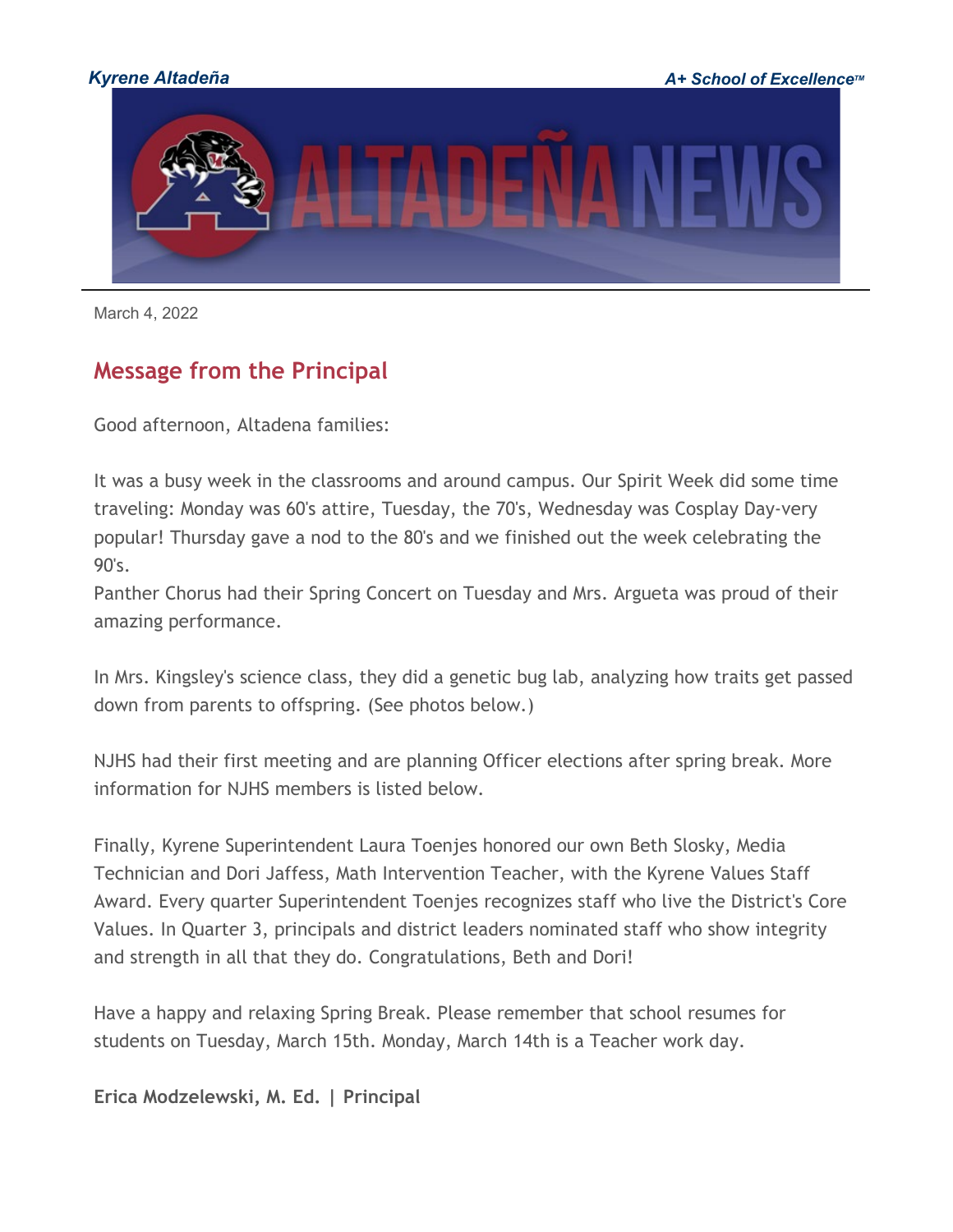*Kyrene Altadeña* *A+ School of Excellence™*

March 4, 2022

## Message from the Principal

Good afternoon, Altadena families:

It was a busy week in the classrooms and around campus. Our Spirit Week did some time traveling: Monday was 60's attire, Tuesday, the 70's, Wednesday was Cosplay Day-very popular! Thursday gave a nod to the 80's and we finished out the week celebrating the 90's.
Panther Chorus had their Spring Concert on Tuesday and Mrs. Argueta was proud of their amazing performance.

In Mrs. Kingsley's science class, they did a genetic bug lab, analyzing how traits get passed down from parents to offspring. (See photos below.)

NJHS had their first meeting and are planning Officer elections after spring break. More information for NJHS members is listed below.

Finally, Kyrene Superintendent Laura Toenjes honored our own Beth Slosky, Media Technician and Dori Jaffess, Math Intervention Teacher, with the Kyrene Values Staff Award. Every quarter Superintendent Toenjes recognizes staff who live the District's Core Values. In Quarter 3, principals and district leaders nominated staff who show integrity and strength in all that they do. Congratulations, Beth and Dori!

Have a happy and relaxing Spring Break. Please remember that school resumes for students on Tuesday, March 15th. Monday, March 14th is a Teacher work day.

**Erica Modzelewski, M. Ed. | Principal**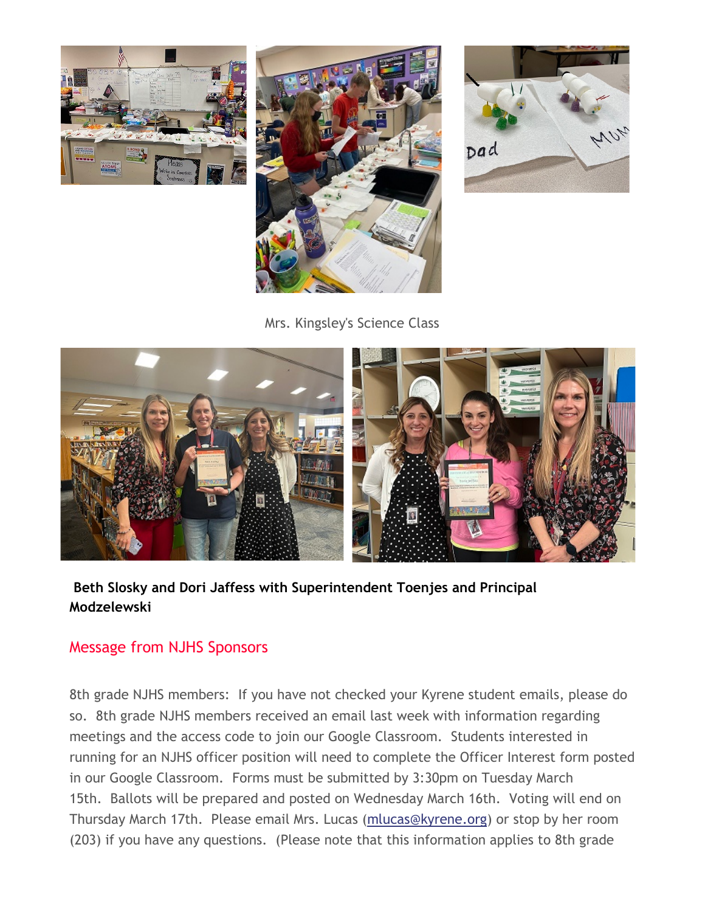Mrs. Kingsley's Science Class

**Beth Slosky and Dori Jaffess with Superintendent Toenjes and Principal Modzelewski**

## Message from NJHS Sponsors

8th grade NJHS members: If you have not checked your Kyrene student emails, please do so. 8th grade NJHS members received an email last week with information regarding meetings and the access code to join our Google Classroom. Students interested in running for an NJHS officer position will need to complete the Officer Interest form posted in our Google Classroom. Forms must be submitted by 3:30pm on Tuesday March 15th. Ballots will be prepared and posted on Wednesday March 16th. Voting will end on Thursday March 17th. Please email Mrs. Lucas (mlucas@kyrene.org) or stop by her room (203) if you have any questions. (Please note that this information applies to 8th grade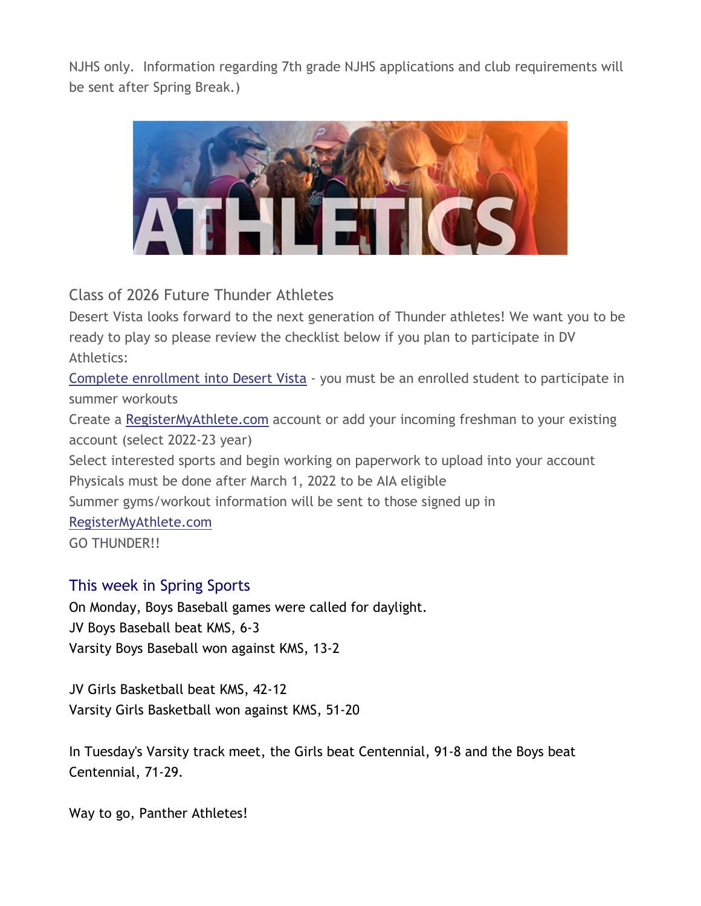NJHS only. Information regarding 7th grade NJHS applications and club requirements will be sent after Spring Break.)

## Class of 2026 Future Thunder Athletes

Desert Vista looks forward to the next generation of Thunder athletes! We want you to be ready to play so please review the checklist below if you plan to participate in DV Athletics:

[Complete enrollment into Desert Vista](#) - you must be an enrolled student to participate in summer workouts

Create a [RegisterMyAthlete.com](#) account or add your incoming freshman to your existing account (select 2022-23 year)

Select interested sports and begin working on paperwork to upload into your account

Physicals must be done after March 1, 2022 to be AIA eligible

Summer gyms/workout information will be sent to those signed up in [RegisterMyAthlete.com](#)

GO THUNDER!!

## This week in Spring Sports

On Monday, Boys Baseball games were called for daylight.
JV Boys Baseball beat KMS, 6-3
Varsity Boys Baseball won against KMS, 13-2

JV Girls Basketball beat KMS, 42-12
Varsity Girls Basketball won against KMS, 51-20

In Tuesday's Varsity track meet, the Girls beat Centennial, 91-8 and the Boys beat Centennial, 71-29.

Way to go, Panther Athletes!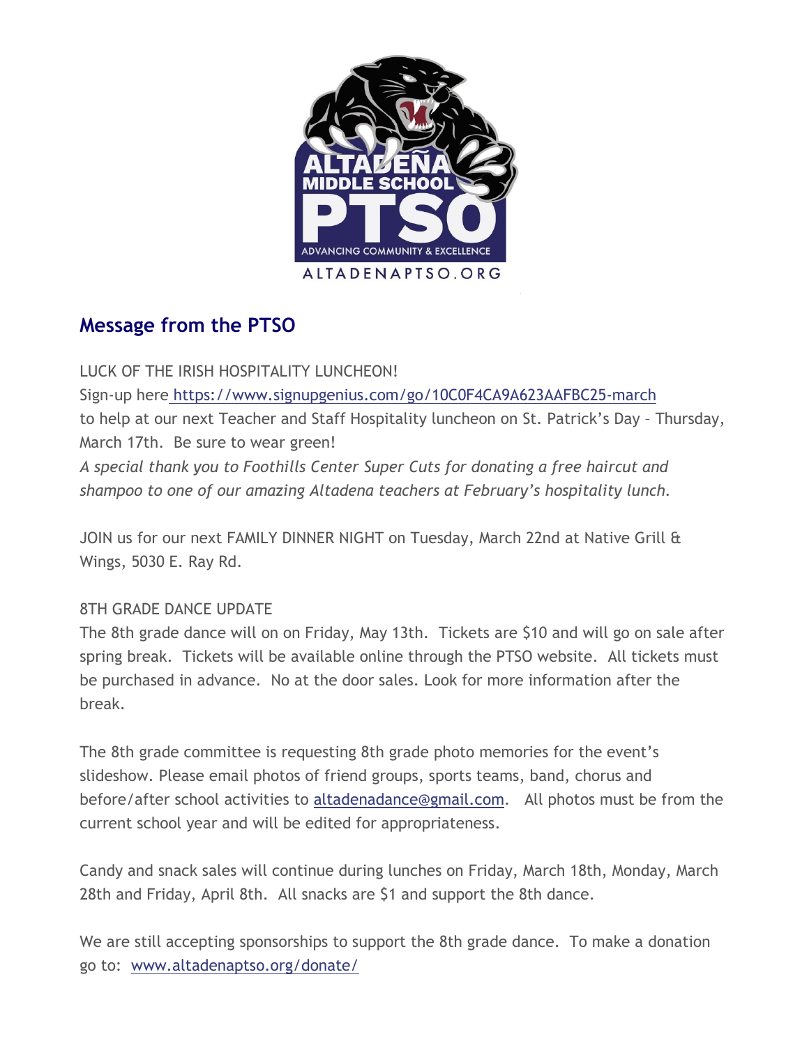## Message from the PTSO

LUCK OF THE IRISH HOSPITALITY LUNCHEON!

Sign-up here https://www.signupgenius.com/go/10C0F4CA9A623AAFBC25-march to help at our next Teacher and Staff Hospitality luncheon on St. Patrick's Day – Thursday, March 17th. Be sure to wear green!

*A special thank you to Foothills Center Super Cuts for donating a free haircut and shampoo to one of our amazing Altadena teachers at February's hospitality lunch.*

JOIN us for our next FAMILY DINNER NIGHT on Tuesday, March 22nd at Native Grill & Wings, 5030 E. Ray Rd.

8TH GRADE DANCE UPDATE

The 8th grade dance will on on Friday, May 13th. Tickets are $10 and will go on sale after spring break. Tickets will be available online through the PTSO website. All tickets must be purchased in advance. No at the door sales. Look for more information after the break.

The 8th grade committee is requesting 8th grade photo memories for the event's slideshow. Please email photos of friend groups, sports teams, band, chorus and before/after school activities to altadenadance@gmail.com. All photos must be from the current school year and will be edited for appropriateness.

Candy and snack sales will continue during lunches on Friday, March 18th, Monday, March 28th and Friday, April 8th. All snacks are $1 and support the 8th dance.

We are still accepting sponsorships to support the 8th grade dance. To make a donation go to: www.altadenaptso.org/donate/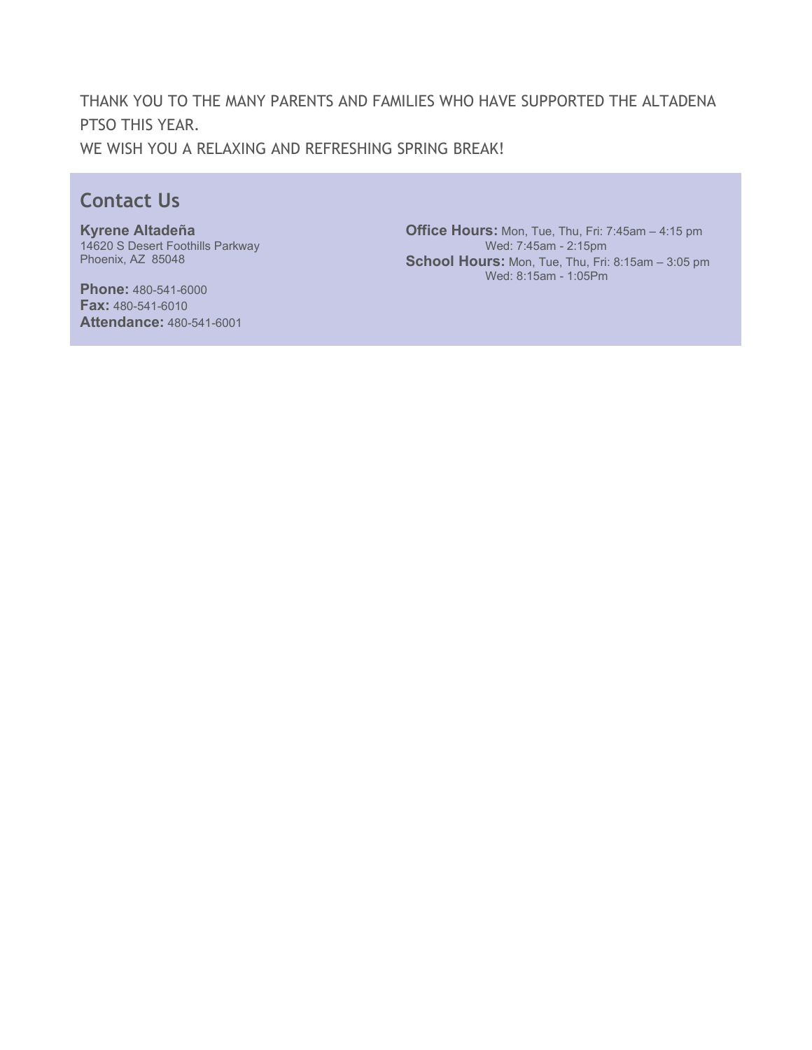THANK YOU TO THE MANY PARENTS AND FAMILIES WHO HAVE SUPPORTED THE ALTADENA PTSO THIS YEAR.

WE WISH YOU A RELAXING AND REFRESHING SPRING BREAK!

## Contact Us

**Kyrene Altadeña**
14620 S Desert Foothills Parkway
Phoenix, AZ 85048

**Phone:** 480-541-6000
**Fax:** 480-541-6010
**Attendance:** 480-541-6001

**Office Hours:** Mon, Tue, Thu, Fri: 7:45am – 4:15 pm
Wed: 7:45am - 2:15pm
**School Hours:** Mon, Tue, Thu, Fri: 8:15am – 3:05 pm
Wed: 8:15am - 1:05Pm